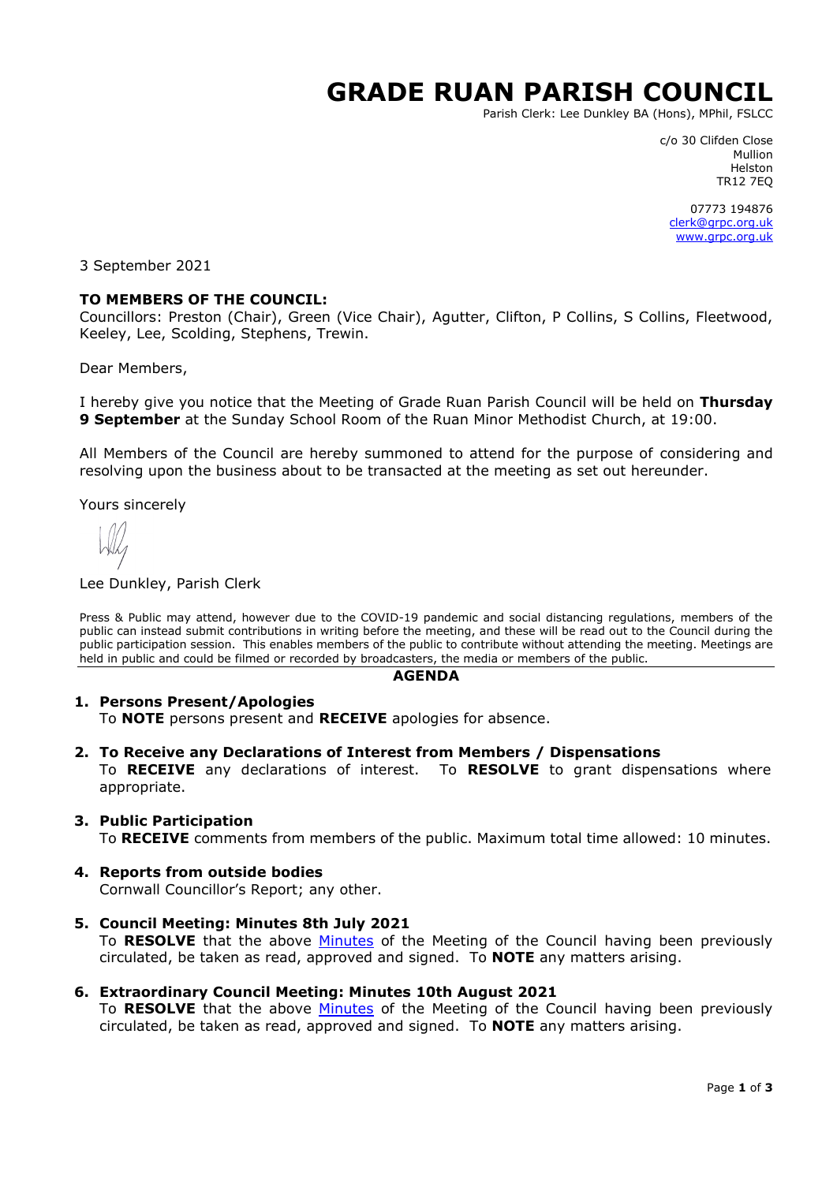# GRADE RUAN PARISH COUNCIL

Parish Clerk: Lee Dunkley BA (Hons), MPhil, FSLCC

c/o 30 Clifden Close
Mullion
Helston
TR12 7EQ

07773 194876
clerk@grpc.org.uk
www.grpc.org.uk

3 September 2021

**TO MEMBERS OF THE COUNCIL:**
Councillors: Preston (Chair), Green (Vice Chair), Agutter, Clifton, P Collins, S Collins, Fleetwood, Keeley, Lee, Scolding, Stephens, Trewin.

Dear Members,

I hereby give you notice that the Meeting of Grade Ruan Parish Council will be held on **Thursday 9 September** at the Sunday School Room of the Ruan Minor Methodist Church, at 19:00.

All Members of the Council are hereby summoned to attend for the purpose of considering and resolving upon the business about to be transacted at the meeting as set out hereunder.

Yours sincerely

Lee Dunkley, Parish Clerk

Press & Public may attend, however due to the COVID-19 pandemic and social distancing regulations, members of the public can instead submit contributions in writing before the meeting, and these will be read out to the Council during the public participation session. This enables members of the public to contribute without attending the meeting. Meetings are held in public and could be filmed or recorded by broadcasters, the media or members of the public.

## AGENDA

1. **Persons Present/Apologies**
   To **NOTE** persons present and **RECEIVE** apologies for absence.

2. **To Receive any Declarations of Interest from Members / Dispensations**
   To **RECEIVE** any declarations of interest. To **RESOLVE** to grant dispensations where appropriate.

3. **Public Participation**
   To **RECEIVE** comments from members of the public. Maximum total time allowed: 10 minutes.

4. **Reports from outside bodies**
   Cornwall Councillor's Report; any other.

5. **Council Meeting: Minutes 8th July 2021**
   To **RESOLVE** that the above Minutes of the Meeting of the Council having been previously circulated, be taken as read, approved and signed. To **NOTE** any matters arising.

6. **Extraordinary Council Meeting: Minutes 10th August 2021**
   To **RESOLVE** that the above Minutes of the Meeting of the Council having been previously circulated, be taken as read, approved and signed. To **NOTE** any matters arising.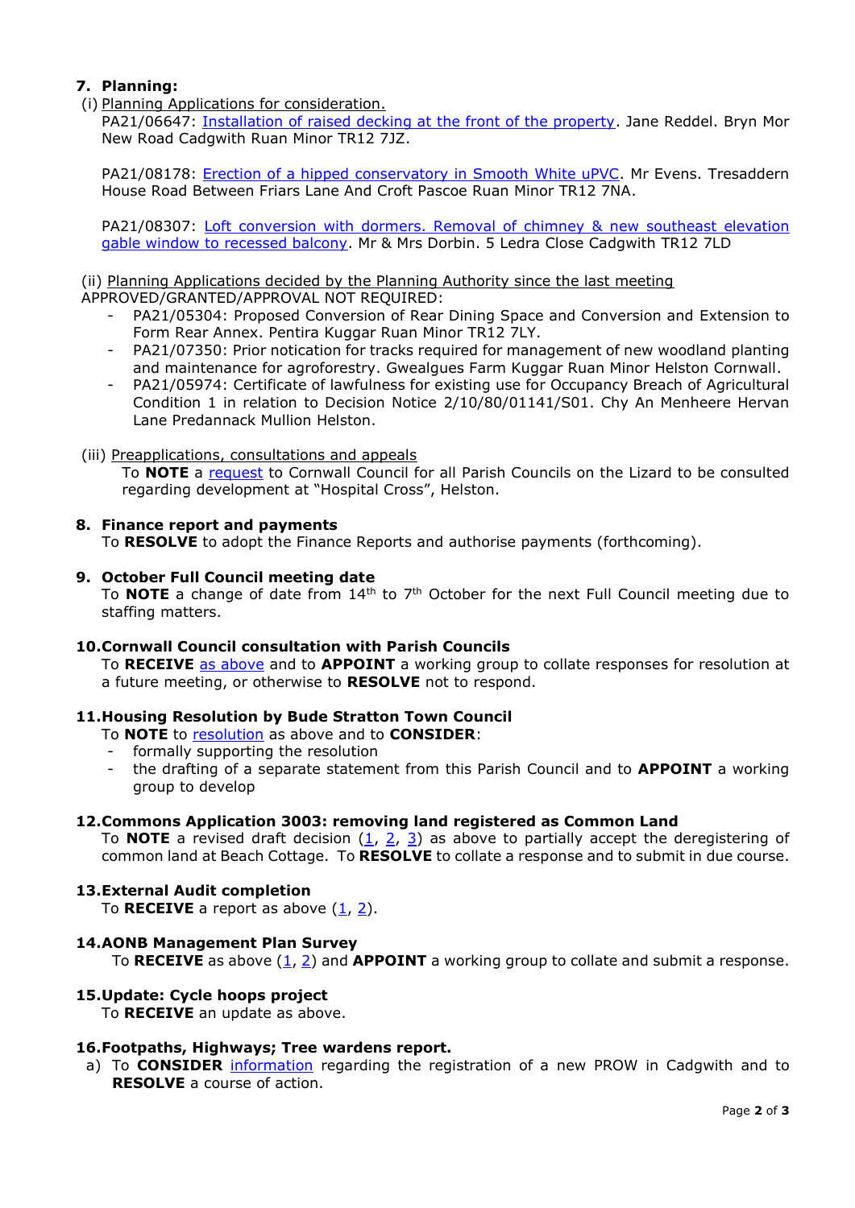## 7. Planning:

(i) Planning Applications for consideration.

PA21/06647: Installation of raised decking at the front of the property. Jane Reddel. Bryn Mor New Road Cadgwith Ruan Minor TR12 7JZ.

PA21/08178: Erection of a hipped conservatory in Smooth White uPVC. Mr Evens. Tresaddern House Road Between Friars Lane And Croft Pascoe Ruan Minor TR12 7NA.

PA21/08307: Loft conversion with dormers. Removal of chimney & new southeast elevation gable window to recessed balcony. Mr & Mrs Dorbin. 5 Ledra Close Cadgwith TR12 7LD

(ii) Planning Applications decided by the Planning Authority since the last meeting

APPROVED/GRANTED/APPROVAL NOT REQUIRED:

- PA21/05304: Proposed Conversion of Rear Dining Space and Conversion and Extension to Form Rear Annex. Pentira Kuggar Ruan Minor TR12 7LY.
- PA21/07350: Prior notication for tracks required for management of new woodland planting and maintenance for agroforestry. Gwealgues Farm Kuggar Ruan Minor Helston Cornwall.
- PA21/05974: Certificate of lawfulness for existing use for Occupancy Breach of Agricultural Condition 1 in relation to Decision Notice 2/10/80/01141/S01. Chy An Menheere Hervan Lane Predannack Mullion Helston.

(iii) Preapplications, consultations and appeals

To **NOTE** a request to Cornwall Council for all Parish Councils on the Lizard to be consulted regarding development at "Hospital Cross", Helston.

## 8. Finance report and payments

To **RESOLVE** to adopt the Finance Reports and authorise payments (forthcoming).

## 9. October Full Council meeting date

To **NOTE** a change of date from 14th to 7th October for the next Full Council meeting due to staffing matters.

## 10. Cornwall Council consultation with Parish Councils

To **RECEIVE** as above and to **APPOINT** a working group to collate responses for resolution at a future meeting, or otherwise to **RESOLVE** not to respond.

## 11. Housing Resolution by Bude Stratton Town Council

To **NOTE** to resolution as above and to **CONSIDER**:

- formally supporting the resolution
- the drafting of a separate statement from this Parish Council and to **APPOINT** a working group to develop

## 12. Commons Application 3003: removing land registered as Common Land

To **NOTE** a revised draft decision (1, 2, 3) as above to partially accept the deregistering of common land at Beach Cottage. To **RESOLVE** to collate a response and to submit in due course.

## 13. External Audit completion

To **RECEIVE** a report as above (1, 2).

## 14. AONB Management Plan Survey

To **RECEIVE** as above (1, 2) and **APPOINT** a working group to collate and submit a response.

## 15. Update: Cycle hoops project

To **RECEIVE** an update as above.

## 16. Footpaths, Highways; Tree wardens report.

a) To **CONSIDER** information regarding the registration of a new PROW in Cadgwith and to **RESOLVE** a course of action.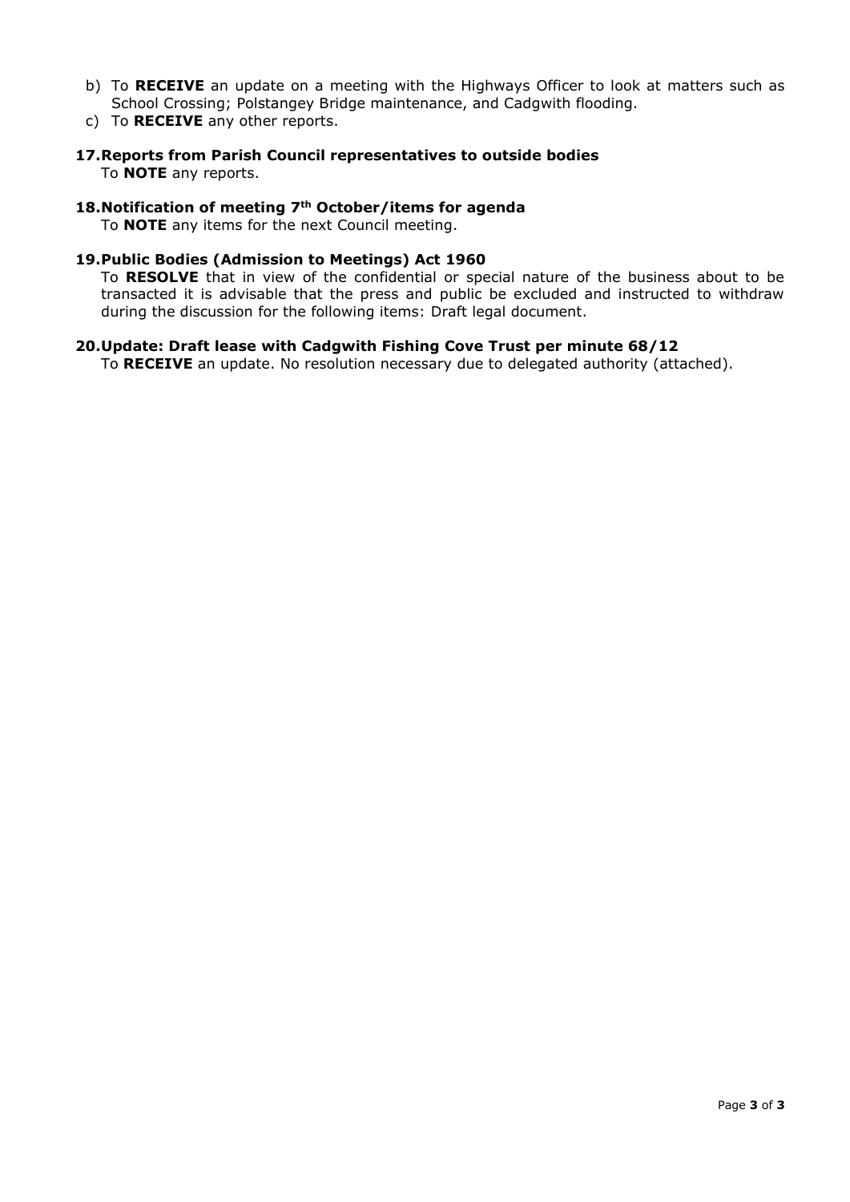b) To **RECEIVE** an update on a meeting with the Highways Officer to look at matters such as School Crossing; Polstangey Bridge maintenance, and Cadgwith flooding.
c) To **RECEIVE** any other reports.

**17. Reports from Parish Council representatives to outside bodies**
To **NOTE** any reports.

**18. Notification of meeting 7th October/items for agenda**
To **NOTE** any items for the next Council meeting.

**19. Public Bodies (Admission to Meetings) Act 1960**
To **RESOLVE** that in view of the confidential or special nature of the business about to be transacted it is advisable that the press and public be excluded and instructed to withdraw during the discussion for the following items: Draft legal document.

**20. Update: Draft lease with Cadgwith Fishing Cove Trust per minute 68/12**
To **RECEIVE** an update. No resolution necessary due to delegated authority (attached).